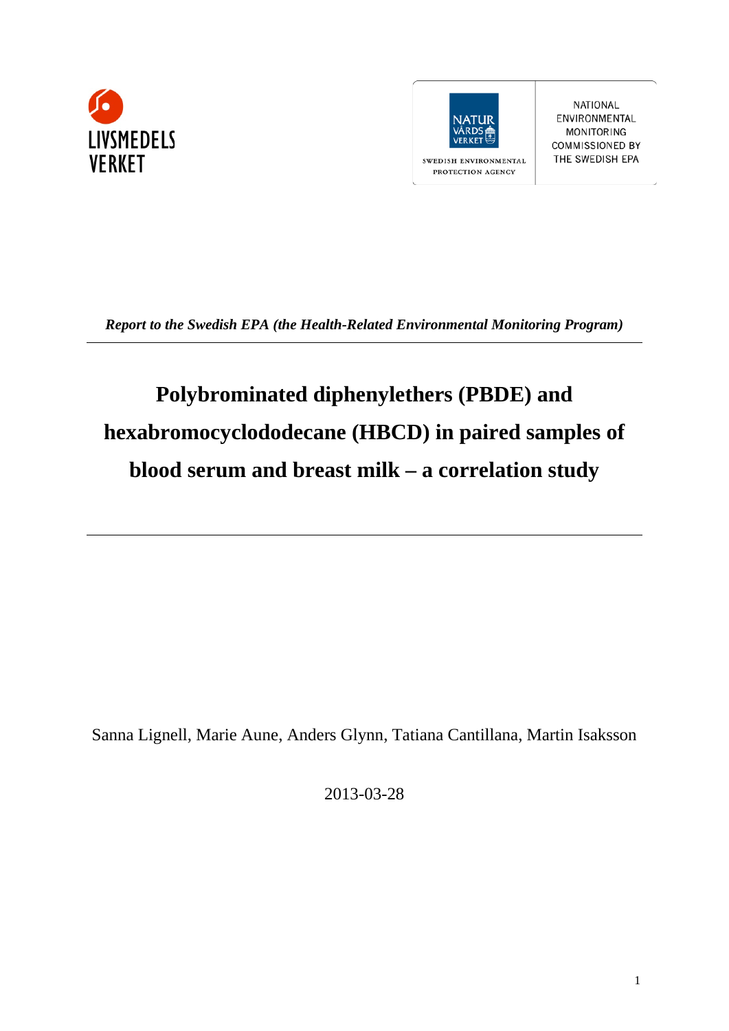LIVSMEDELS VERKET

NATUR VÅRDS VERKET

SWEDISH ENVIRONMENTAL PROTECTION AGENCY

NATIONAL ENVIRONMENTAL MONITORING COMMISSIONED BY THE SWEDISH EPA

***Report to the Swedish EPA (the Health-Related Environmental Monitoring Program)***

---

# Polybrominated diphenylethers (PBDE) and hexabromocyclododecane (HBCD) in paired samples of blood serum and breast milk – a correlation study

---

Sanna Lignell, Marie Aune, Anders Glynn, Tatiana Cantillana, Martin Isaksson

2013-03-28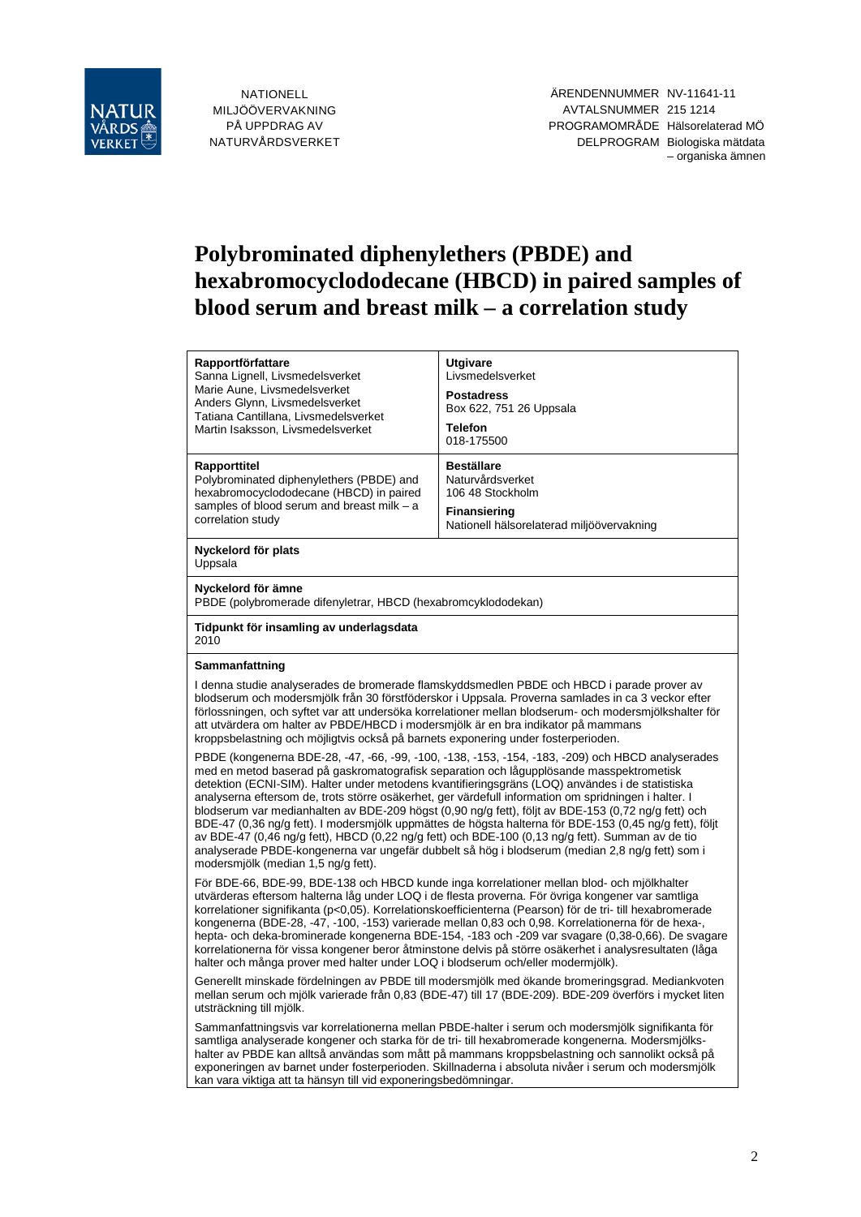NATIONELL MILJÖÖVERVAKNING PÅ UPPDRAG AV NATURVÅRDSVERKET

ÄRENDENNUMMER NV-11641-11
AVTALSNUMMER 215 1214
PROGRAMOMRÅDE Hälsorelaterad MÖ
DELPROGRAM Biologiska mätdata – organiska ämnen

# Polybrominated diphenylethers (PBDE) and hexabromocyclododecane (HBCD) in paired samples of blood serum and breast milk – a correlation study

| | |
|---|---|
| **Rapportförfattare**<br>Sanna Lignell, Livsmedelsverket<br>Marie Aune, Livsmedelsverket<br>Anders Glynn, Livsmedelsverket<br>Tatiana Cantillana, Livsmedelsverket<br>Martin Isaksson, Livsmedelsverket | **Utgivare**<br>Livsmedelsverket<br>**Postadress**<br>Box 622, 751 26 Uppsala<br>**Telefon**<br>018-175500 |
| **Rapporttitel**<br>Polybrominated diphenylethers (PBDE) and hexabromocyclododecane (HBCD) in paired samples of blood serum and breast milk – a correlation study | **Beställare**<br>Naturvårdsverket<br>106 48 Stockholm<br>**Finansiering**<br>Nationell hälsorelaterad miljöövervakning |

**Nyckelord för plats**
Uppsala

**Nyckelord för ämne**
PBDE (polybromerade difenyletrar, HBCD (hexabromcyklododekan)

**Tidpunkt för insamling av underlagsdata**
2010

**Sammanfattning**

I denna studie analyserades de bromerade flamskyddsmedlen PBDE och HBCD i parade prover av blodserum och modersmjölk från 30 förstföderskor i Uppsala. Proverna samlades in ca 3 veckor efter förlossningen, och syftet var att undersöka korrelationer mellan blodserum- och modersmjölkshalter för att utvärdera om halter av PBDE/HBCD i modersmjölk är en bra indikator på mammans kroppsbelastning och möjligtvis också på barnets exponering under fosterperioden.

PBDE (kongenerna BDE-28, -47, -66, -99, -100, -138, -153, -154, -183, -209) och HBCD analyserades med en metod baserad på gaskromatografisk separation och lågupplösande masspektrometisk detektion (ECNI-SIM). Halter under metodens kvantifieringsgräns (LOQ) användes i de statistiska analyserna eftersom de, trots större osäkerhet, ger värdefull information om spridningen i halter. I blodserum var medianhalten av BDE-209 högst (0,90 ng/g fett), följt av BDE-153 (0,72 ng/g fett) och BDE-47 (0,36 ng/g fett). I modersmjölk uppmättes de högsta halterna för BDE-153 (0,45 ng/g fett), följt av BDE-47 (0,46 ng/g fett), HBCD (0,22 ng/g fett) och BDE-100 (0,13 ng/g fett). Summan av de tio analyserade PBDE-kongenerna var ungefär dubbelt så hög i blodserum (median 2,8 ng/g fett) som i modersmjölk (median 1,5 ng/g fett).

För BDE-66, BDE-99, BDE-138 och HBCD kunde inga korrelationer mellan blod- och mjölkhalter utvärderas eftersom halterna låg under LOQ i de flesta proverna. För övriga kongener var samtliga korrelationer signifikanta ($p<0,05$). Korrelationskoefficienterna (Pearson) för de tri- till hexabromerade kongenerna (BDE-28, -47, -100, -153) varierade mellan 0,83 och 0,98. Korrelationerna för de hexa-, hepta- och deka-brominerade kongenerna BDE-154, -183 och -209 var svagare (0,38-0,66). De svagare korrelationerna för vissa kongener beror åtminstone delvis på större osäkerhet i analysresultaten (låga halter och många prover med halter under LOQ i blodserum och/eller modermjölk).

Generellt minskade fördelningen av PBDE till modersmjölk med ökande bromeringsgrad. Mediankvoten mellan serum och mjölk varierade från 0,83 (BDE-47) till 17 (BDE-209). BDE-209 överförs i mycket liten utsträckning till mjölk.

Sammanfattningsvis var korrelationerna mellan PBDE-halter i serum och modersmjölk signifikanta för samtliga analyserade kongener och starka för de tri- till hexabromerade kongenerna. Modersmjölks-halter av PBDE kan alltså användas som mått på mammans kroppsbelastning och sannolikt också på exponeringen av barnet under fosterperioden. Skillnaderna i absoluta nivåer i serum och modersmjölk kan vara viktiga att ta hänsyn till vid exponeringsbedömningar.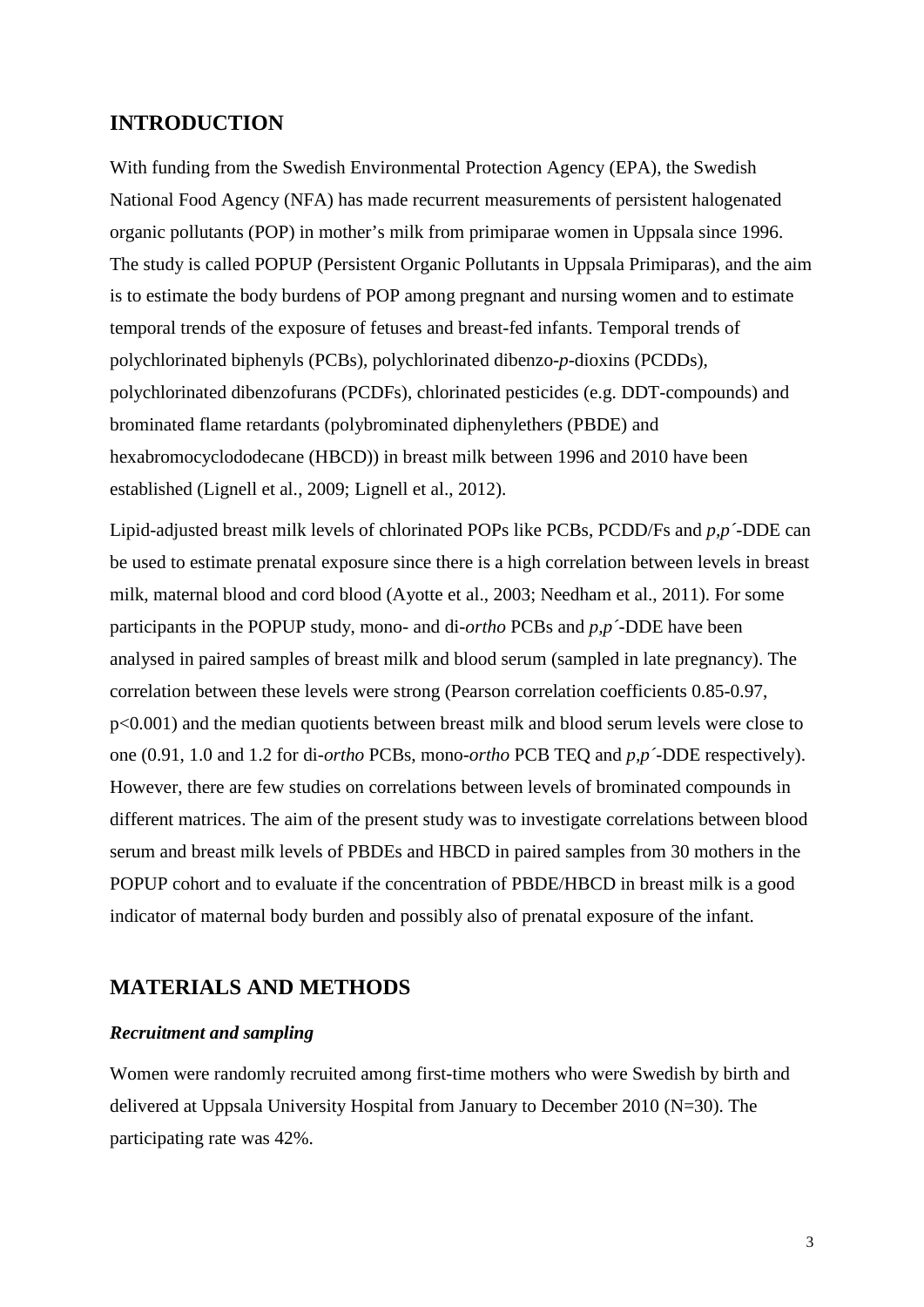## INTRODUCTION

With funding from the Swedish Environmental Protection Agency (EPA), the Swedish National Food Agency (NFA) has made recurrent measurements of persistent halogenated organic pollutants (POP) in mother's milk from primiparae women in Uppsala since 1996. The study is called POPUP (Persistent Organic Pollutants in Uppsala Primiparas), and the aim is to estimate the body burdens of POP among pregnant and nursing women and to estimate temporal trends of the exposure of fetuses and breast-fed infants. Temporal trends of polychlorinated biphenyls (PCBs), polychlorinated dibenzo-*p*-dioxins (PCDDs), polychlorinated dibenzofurans (PCDFs), chlorinated pesticides (e.g. DDT-compounds) and brominated flame retardants (polybrominated diphenylethers (PBDE) and hexabromocyclododecane (HBCD)) in breast milk between 1996 and 2010 have been established (Lignell et al., 2009; Lignell et al., 2012).

Lipid-adjusted breast milk levels of chlorinated POPs like PCBs, PCDD/Fs and *p,p´*-DDE can be used to estimate prenatal exposure since there is a high correlation between levels in breast milk, maternal blood and cord blood (Ayotte et al., 2003; Needham et al., 2011). For some participants in the POPUP study, mono- and di-*ortho* PCBs and *p,p´*-DDE have been analysed in paired samples of breast milk and blood serum (sampled in late pregnancy). The correlation between these levels were strong (Pearson correlation coefficients 0.85-0.97, $p<0.001$) and the median quotients between breast milk and blood serum levels were close to one (0.91, 1.0 and 1.2 for di-*ortho* PCBs, mono-*ortho* PCB TEQ and *p,p´*-DDE respectively). However, there are few studies on correlations between levels of brominated compounds in different matrices. The aim of the present study was to investigate correlations between blood serum and breast milk levels of PBDEs and HBCD in paired samples from 30 mothers in the POPUP cohort and to evaluate if the concentration of PBDE/HBCD in breast milk is a good indicator of maternal body burden and possibly also of prenatal exposure of the infant.

## MATERIALS AND METHODS

### *Recruitment and sampling*

Women were randomly recruited among first-time mothers who were Swedish by birth and delivered at Uppsala University Hospital from January to December 2010 (N=30). The participating rate was 42%.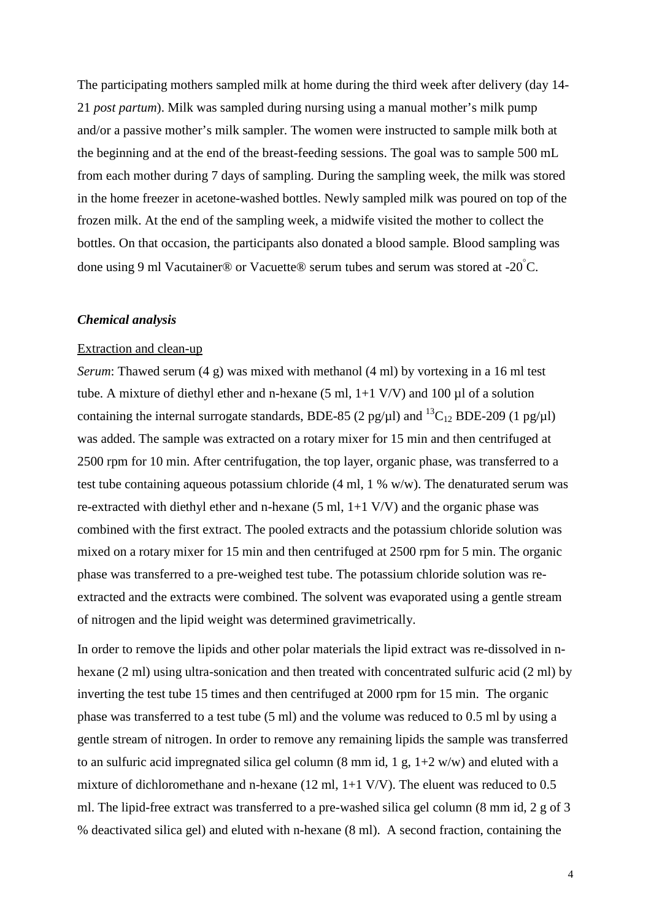The participating mothers sampled milk at home during the third week after delivery (day 14-21 *post partum*). Milk was sampled during nursing using a manual mother's milk pump and/or a passive mother's milk sampler. The women were instructed to sample milk both at the beginning and at the end of the breast-feeding sessions. The goal was to sample 500 mL from each mother during 7 days of sampling. During the sampling week, the milk was stored in the home freezer in acetone-washed bottles. Newly sampled milk was poured on top of the frozen milk. At the end of the sampling week, a midwife visited the mother to collect the bottles. On that occasion, the participants also donated a blood sample. Blood sampling was done using 9 ml Vacutainer® or Vacuette® serum tubes and serum was stored at -20°C.

### *Chemical analysis*

Extraction and clean-up

*Serum*: Thawed serum (4 g) was mixed with methanol (4 ml) by vortexing in a 16 ml test tube. A mixture of diethyl ether and n-hexane (5 ml, 1+1 V/V) and 100 µl of a solution containing the internal surrogate standards, BDE-85 (2 pg/µl) and $^{13}C_{12}$ BDE-209 (1 pg/µl) was added. The sample was extracted on a rotary mixer for 15 min and then centrifuged at 2500 rpm for 10 min. After centrifugation, the top layer, organic phase, was transferred to a test tube containing aqueous potassium chloride (4 ml, 1 % w/w). The denaturated serum was re-extracted with diethyl ether and n-hexane (5 ml, 1+1 V/V) and the organic phase was combined with the first extract. The pooled extracts and the potassium chloride solution was mixed on a rotary mixer for 15 min and then centrifuged at 2500 rpm for 5 min. The organic phase was transferred to a pre-weighed test tube. The potassium chloride solution was re-extracted and the extracts were combined. The solvent was evaporated using a gentle stream of nitrogen and the lipid weight was determined gravimetrically.

In order to remove the lipids and other polar materials the lipid extract was re-dissolved in n-hexane (2 ml) using ultra-sonication and then treated with concentrated sulfuric acid (2 ml) by inverting the test tube 15 times and then centrifuged at 2000 rpm for 15 min. The organic phase was transferred to a test tube (5 ml) and the volume was reduced to 0.5 ml by using a gentle stream of nitrogen. In order to remove any remaining lipids the sample was transferred to an sulfuric acid impregnated silica gel column (8 mm id, 1 g, 1+2 w/w) and eluted with a mixture of dichloromethane and n-hexane (12 ml, 1+1 V/V). The eluent was reduced to 0.5 ml. The lipid-free extract was transferred to a pre-washed silica gel column (8 mm id, 2 g of 3 % deactivated silica gel) and eluted with n-hexane (8 ml). A second fraction, containing the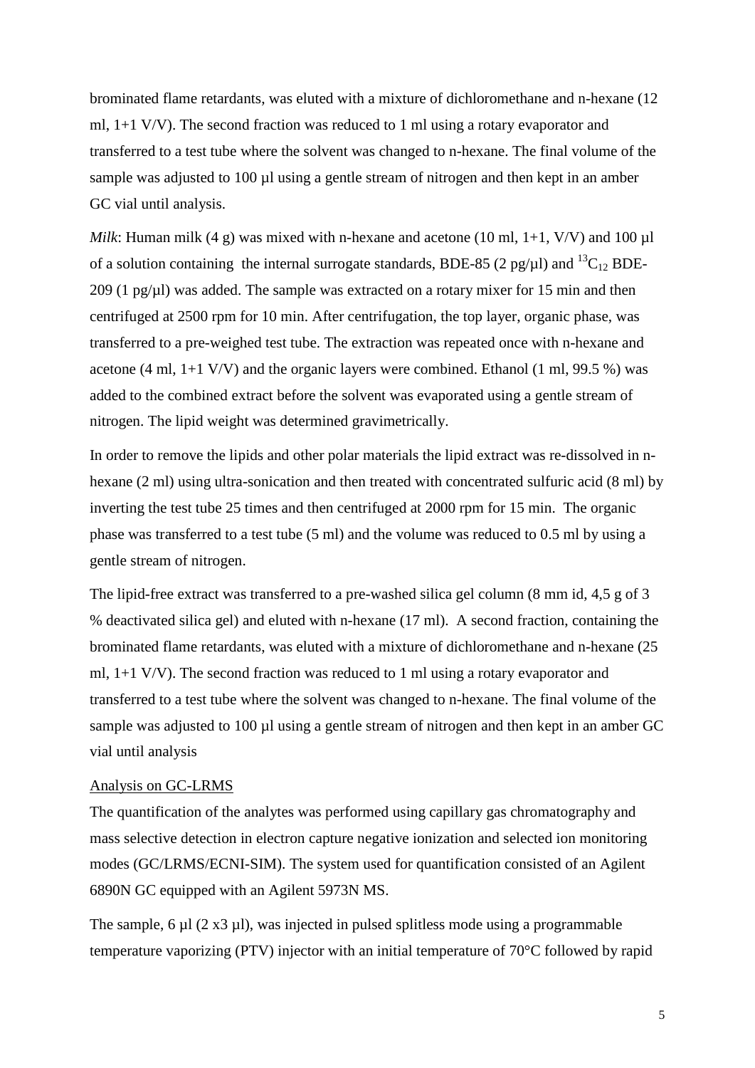brominated flame retardants, was eluted with a mixture of dichloromethane and n-hexane (12 ml, 1+1 V/V). The second fraction was reduced to 1 ml using a rotary evaporator and transferred to a test tube where the solvent was changed to n-hexane. The final volume of the sample was adjusted to 100 µl using a gentle stream of nitrogen and then kept in an amber GC vial until analysis.

*Milk*: Human milk (4 g) was mixed with n-hexane and acetone (10 ml, 1+1, V/V) and 100 µl of a solution containing the internal surrogate standards, BDE-85 (2 pg/µl) and $^{13}C_{12}$ BDE-209 (1 pg/µl) was added. The sample was extracted on a rotary mixer for 15 min and then centrifuged at 2500 rpm for 10 min. After centrifugation, the top layer, organic phase, was transferred to a pre-weighed test tube. The extraction was repeated once with n-hexane and acetone (4 ml, 1+1 V/V) and the organic layers were combined. Ethanol (1 ml, 99.5 %) was added to the combined extract before the solvent was evaporated using a gentle stream of nitrogen. The lipid weight was determined gravimetrically.

In order to remove the lipids and other polar materials the lipid extract was re-dissolved in n-hexane (2 ml) using ultra-sonication and then treated with concentrated sulfuric acid (8 ml) by inverting the test tube 25 times and then centrifuged at 2000 rpm for 15 min. The organic phase was transferred to a test tube (5 ml) and the volume was reduced to 0.5 ml by using a gentle stream of nitrogen.

The lipid-free extract was transferred to a pre-washed silica gel column (8 mm id, 4,5 g of 3 % deactivated silica gel) and eluted with n-hexane (17 ml). A second fraction, containing the brominated flame retardants, was eluted with a mixture of dichloromethane and n-hexane (25 ml, 1+1 V/V). The second fraction was reduced to 1 ml using a rotary evaporator and transferred to a test tube where the solvent was changed to n-hexane. The final volume of the sample was adjusted to 100 µl using a gentle stream of nitrogen and then kept in an amber GC vial until analysis

Analysis on GC-LRMS

The quantification of the analytes was performed using capillary gas chromatography and mass selective detection in electron capture negative ionization and selected ion monitoring modes (GC/LRMS/ECNI-SIM). The system used for quantification consisted of an Agilent 6890N GC equipped with an Agilent 5973N MS.

The sample, 6 µl (2 x3 µl), was injected in pulsed splitless mode using a programmable temperature vaporizing (PTV) injector with an initial temperature of 70°C followed by rapid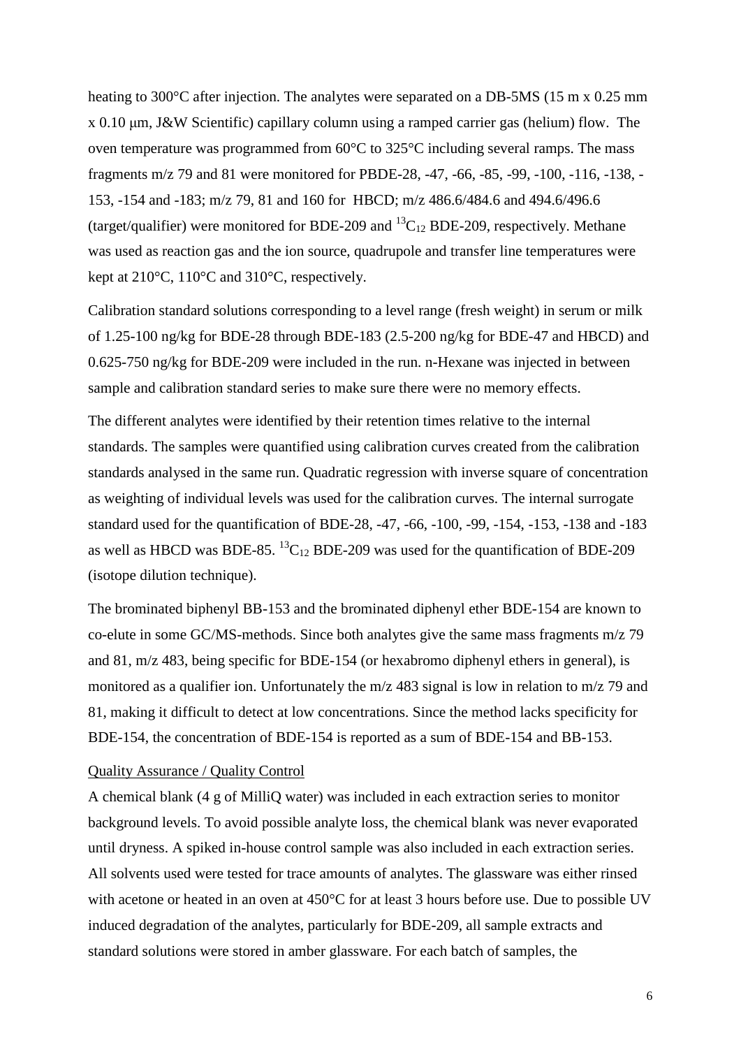heating to 300°C after injection. The analytes were separated on a DB-5MS (15 m x 0.25 mm x 0.10 μm, J&W Scientific) capillary column using a ramped carrier gas (helium) flow. The oven temperature was programmed from 60°C to 325°C including several ramps. The mass fragments m/z 79 and 81 were monitored for PBDE-28, -47, -66, -85, -99, -100, -116, -138, -153, -154 and -183; m/z 79, 81 and 160 for HBCD; m/z 486.6/484.6 and 494.6/496.6 (target/qualifier) were monitored for BDE-209 and $^{13}C_{12}$ BDE-209, respectively. Methane was used as reaction gas and the ion source, quadrupole and transfer line temperatures were kept at 210°C, 110°C and 310°C, respectively.

Calibration standard solutions corresponding to a level range (fresh weight) in serum or milk of 1.25-100 ng/kg for BDE-28 through BDE-183 (2.5-200 ng/kg for BDE-47 and HBCD) and 0.625-750 ng/kg for BDE-209 were included in the run. n-Hexane was injected in between sample and calibration standard series to make sure there were no memory effects.

The different analytes were identified by their retention times relative to the internal standards. The samples were quantified using calibration curves created from the calibration standards analysed in the same run. Quadratic regression with inverse square of concentration as weighting of individual levels was used for the calibration curves. The internal surrogate standard used for the quantification of BDE-28, -47, -66, -100, -99, -154, -153, -138 and -183 as well as HBCD was BDE-85. $^{13}C_{12}$ BDE-209 was used for the quantification of BDE-209 (isotope dilution technique).

The brominated biphenyl BB-153 and the brominated diphenyl ether BDE-154 are known to co-elute in some GC/MS-methods. Since both analytes give the same mass fragments m/z 79 and 81, m/z 483, being specific for BDE-154 (or hexabromo diphenyl ethers in general), is monitored as a qualifier ion. Unfortunately the m/z 483 signal is low in relation to m/z 79 and 81, making it difficult to detect at low concentrations. Since the method lacks specificity for BDE-154, the concentration of BDE-154 is reported as a sum of BDE-154 and BB-153.

### Quality Assurance / Quality Control

A chemical blank (4 g of MilliQ water) was included in each extraction series to monitor background levels. To avoid possible analyte loss, the chemical blank was never evaporated until dryness. A spiked in-house control sample was also included in each extraction series. All solvents used were tested for trace amounts of analytes. The glassware was either rinsed with acetone or heated in an oven at 450°C for at least 3 hours before use. Due to possible UV induced degradation of the analytes, particularly for BDE-209, all sample extracts and standard solutions were stored in amber glassware. For each batch of samples, the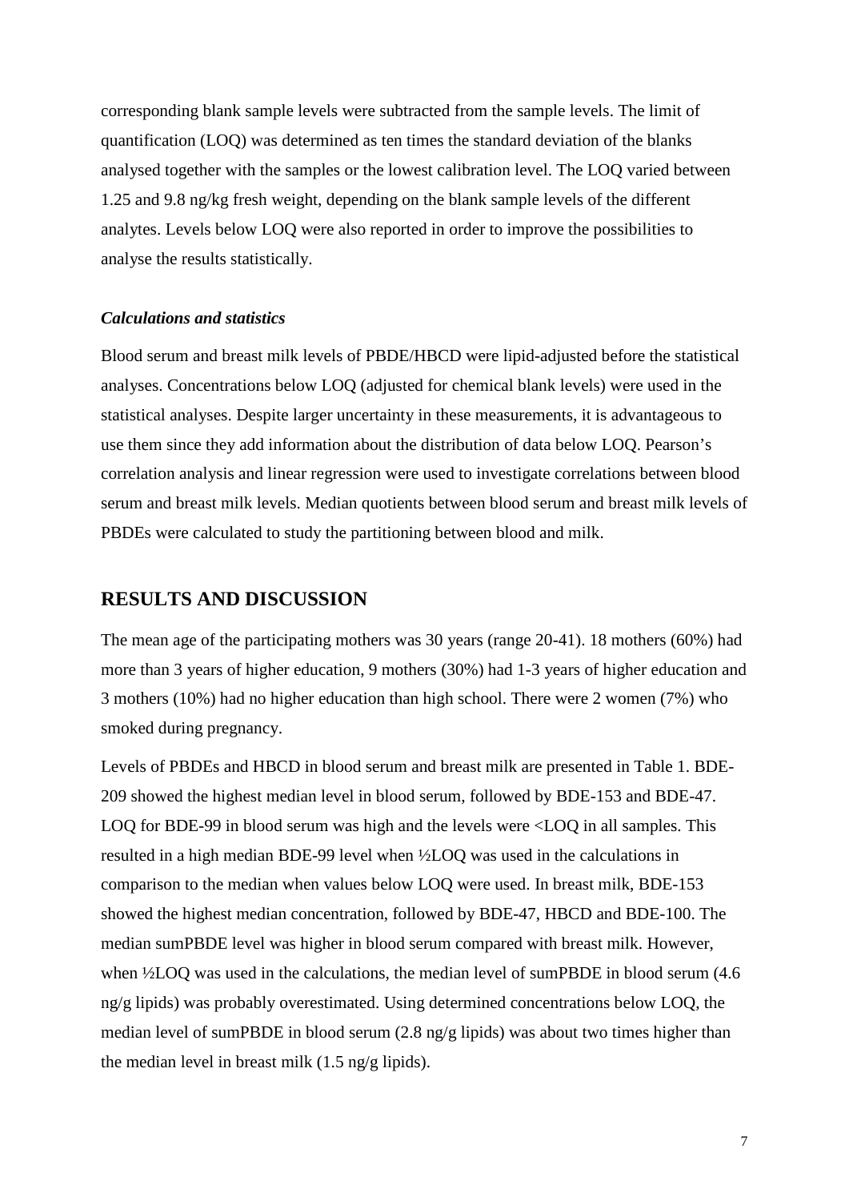corresponding blank sample levels were subtracted from the sample levels. The limit of quantification (LOQ) was determined as ten times the standard deviation of the blanks analysed together with the samples or the lowest calibration level. The LOQ varied between 1.25 and 9.8 ng/kg fresh weight, depending on the blank sample levels of the different analytes. Levels below LOQ were also reported in order to improve the possibilities to analyse the results statistically.

### *Calculations and statistics*

Blood serum and breast milk levels of PBDE/HBCD were lipid-adjusted before the statistical analyses. Concentrations below LOQ (adjusted for chemical blank levels) were used in the statistical analyses. Despite larger uncertainty in these measurements, it is advantageous to use them since they add information about the distribution of data below LOQ. Pearson's correlation analysis and linear regression were used to investigate correlations between blood serum and breast milk levels. Median quotients between blood serum and breast milk levels of PBDEs were calculated to study the partitioning between blood and milk.

## RESULTS AND DISCUSSION

The mean age of the participating mothers was 30 years (range 20-41). 18 mothers (60%) had more than 3 years of higher education, 9 mothers (30%) had 1-3 years of higher education and 3 mothers (10%) had no higher education than high school. There were 2 women (7%) who smoked during pregnancy.

Levels of PBDEs and HBCD in blood serum and breast milk are presented in Table 1. BDE-209 showed the highest median level in blood serum, followed by BDE-153 and BDE-47. LOQ for BDE-99 in blood serum was high and the levels were <LOQ in all samples. This resulted in a high median BDE-99 level when ½LOQ was used in the calculations in comparison to the median when values below LOQ were used. In breast milk, BDE-153 showed the highest median concentration, followed by BDE-47, HBCD and BDE-100. The median sumPBDE level was higher in blood serum compared with breast milk. However, when ½LOQ was used in the calculations, the median level of sumPBDE in blood serum (4.6 ng/g lipids) was probably overestimated. Using determined concentrations below LOQ, the median level of sumPBDE in blood serum (2.8 ng/g lipids) was about two times higher than the median level in breast milk (1.5 ng/g lipids).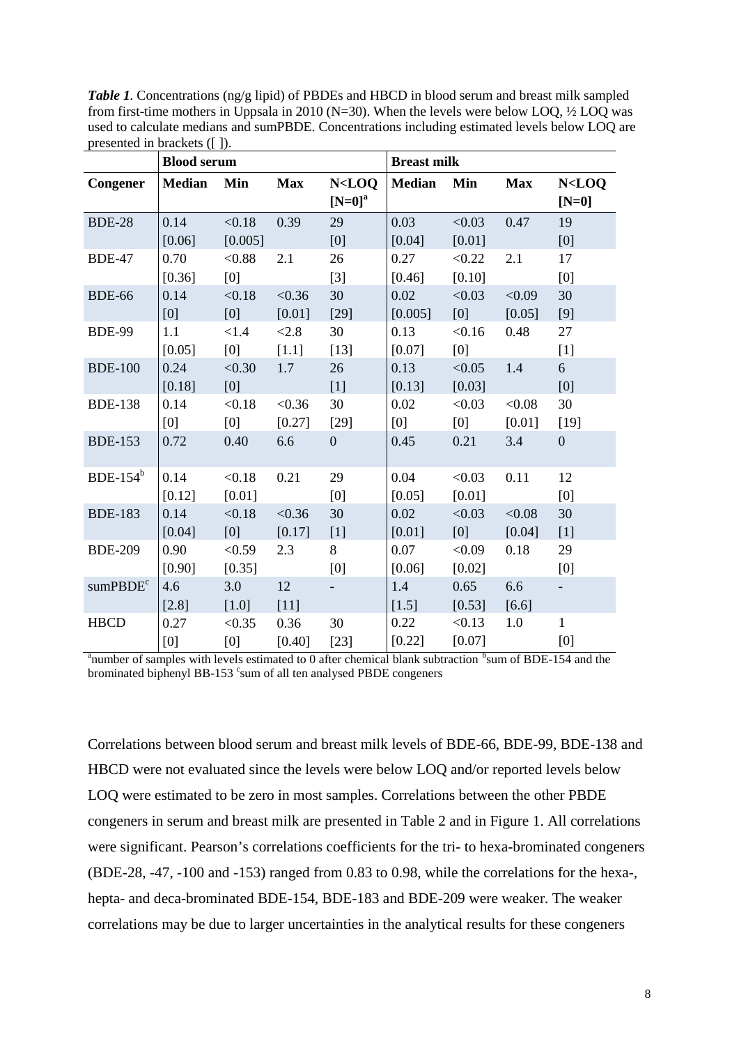***Table 1***. Concentrations (ng/g lipid) of PBDEs and HBCD in blood serum and breast milk sampled from first-time mothers in Uppsala in 2010 (N=30). When the levels were below LOQ, ½ LOQ was used to calculate medians and sumPBDE. Concentrations including estimated levels below LOQ are presented in brackets ([ ]).

| | **Blood serum** | | | | **Breast milk** | | | |
|---|---|---|---|---|---|---|---|---|
| **Congener** | **Median** | **Min** | **Max** | **N<LOQ [N=0][a]** | **Median** | **Min** | **Max** | **N<LOQ [N=0]** |
| BDE-28 | 0.14 [0.06] | <0.18 [0.005] | 0.39 | 29 [0] | 0.03 [0.04] | <0.03 [0.01] | 0.47 | 19 [0] |
| BDE-47 | 0.70 [0.36] | <0.88 [0] | 2.1 | 26 [3] | 0.27 [0.46] | <0.22 [0.10] | 2.1 | 17 [0] |
| BDE-66 | 0.14 [0] | <0.18 [0] | <0.36 [0.01] | 30 [29] | 0.02 [0.005] | <0.03 [0] | <0.09 [0.05] | 30 [9] |
| BDE-99 | 1.1 [0.05] | <1.4 [0] | <2.8 [1.1] | 30 [13] | 0.13 [0.07] | <0.16 [0] | 0.48 | 27 [1] |
| BDE-100 | 0.24 [0.18] | <0.30 [0] | 1.7 | 26 [1] | 0.13 [0.13] | <0.05 [0.03] | 1.4 | 6 [0] |
| BDE-138 | 0.14 [0] | <0.18 [0] | <0.36 [0.27] | 30 [29] | 0.02 [0] | <0.03 [0] | <0.08 [0.01] | 30 [19] |
| BDE-153 | 0.72 | 0.40 | 6.6 | 0 | 0.45 | 0.21 | 3.4 | 0 |
| BDE-154[b] | 0.14 [0.12] | <0.18 [0.01] | 0.21 | 29 [0] | 0.04 [0.05] | <0.03 [0.01] | 0.11 | 12 [0] |
| BDE-183 | 0.14 [0.04] | <0.18 [0] | <0.36 [0.17] | 30 [1] | 0.02 [0.01] | <0.03 [0] | <0.08 [0.04] | 30 [1] |
| BDE-209 | 0.90 [0.90] | <0.59 [0.35] | 2.3 | 8 [0] | 0.07 [0.06] | <0.09 [0.02] | 0.18 | 29 [0] |
| sumPBDE[c] | 4.6 [2.8] | 3.0 [1.0] | 12 [11] | - | 1.4 [1.5] | 0.65 [0.53] | 6.6 [6.6] | - |
| HBCD | 0.27 [0] | <0.35 [0] | 0.36 [0.40] | 30 [23] | 0.22 [0.22] | <0.13 [0.07] | 1.0 | 1 [0] |

[a]number of samples with levels estimated to 0 after chemical blank subtraction [b]sum of BDE-154 and the brominated biphenyl BB-153 [c]sum of all ten analysed PBDE congeners

Correlations between blood serum and breast milk levels of BDE-66, BDE-99, BDE-138 and HBCD were not evaluated since the levels were below LOQ and/or reported levels below LOQ were estimated to be zero in most samples. Correlations between the other PBDE congeners in serum and breast milk are presented in Table 2 and in Figure 1. All correlations were significant. Pearson's correlations coefficients for the tri- to hexa-brominated congeners (BDE-28, -47, -100 and -153) ranged from 0.83 to 0.98, while the correlations for the hexa-, hepta- and deca-brominated BDE-154, BDE-183 and BDE-209 were weaker. The weaker correlations may be due to larger uncertainties in the analytical results for these congeners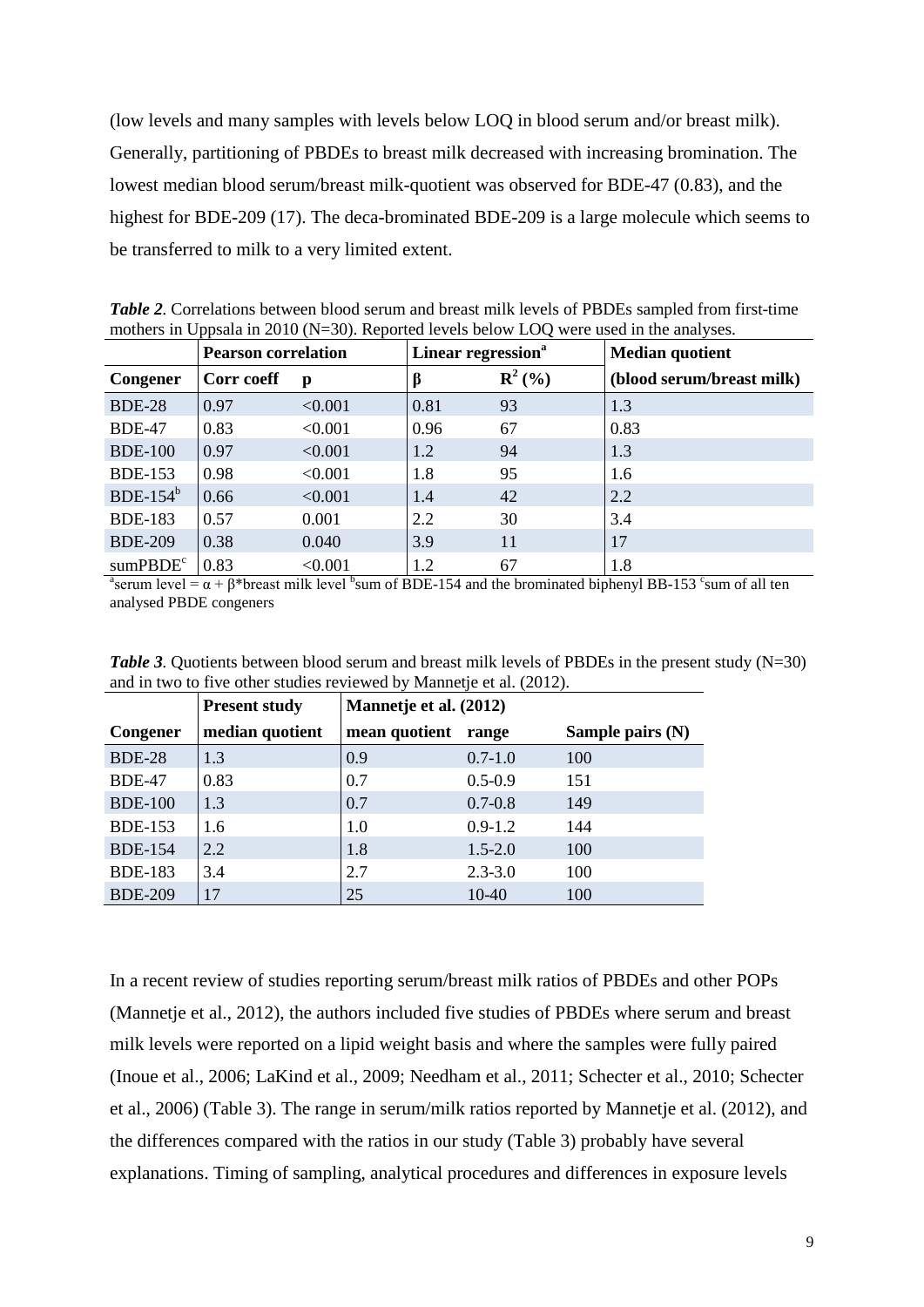(low levels and many samples with levels below LOQ in blood serum and/or breast milk). Generally, partitioning of PBDEs to breast milk decreased with increasing bromination. The lowest median blood serum/breast milk-quotient was observed for BDE-47 (0.83), and the highest for BDE-209 (17). The deca-brominated BDE-209 is a large molecule which seems to be transferred to milk to a very limited extent.

***Table 2**.* Correlations between blood serum and breast milk levels of PBDEs sampled from first-time mothers in Uppsala in 2010 (N=30). Reported levels below LOQ were used in the analyses.

| | **Pearson correlation** | | **Linear regression**[a] | | **Median quotient** |
|---|---|---|---|---|---|
| **Congener** | **Corr coeff** | **p** | **β** | **$R^2$ (%)** | **(blood serum/breast milk)** |
| BDE-28 | 0.97 | <0.001 | 0.81 | 93 | 1.3 |
| BDE-47 | 0.83 | <0.001 | 0.96 | 67 | 0.83 |
| BDE-100 | 0.97 | <0.001 | 1.2 | 94 | 1.3 |
| BDE-153 | 0.98 | <0.001 | 1.8 | 95 | 1.6 |
| BDE-154[b] | 0.66 | <0.001 | 1.4 | 42 | 2.2 |
| BDE-183 | 0.57 | 0.001 | 2.2 | 30 | 3.4 |
| BDE-209 | 0.38 | 0.040 | 3.9 | 11 | 17 |
| sumPBDE[c] | 0.83 | <0.001 | 1.2 | 67 | 1.8 |

[a]serum level = $\alpha + \beta$*breast milk level [b]sum of BDE-154 and the brominated biphenyl BB-153 [c]sum of all ten analysed PBDE congeners

***Table 3**.* Quotients between blood serum and breast milk levels of PBDEs in the present study (N=30) and in two to five other studies reviewed by Mannetje et al. (2012).

| | **Present study** | **Mannetje et al. (2012)** | | |
|---|---|---|---|---|
| **Congener** | **median quotient** | **mean quotient** | **range** | **Sample pairs (N)** |
| BDE-28 | 1.3 | 0.9 | 0.7-1.0 | 100 |
| BDE-47 | 0.83 | 0.7 | 0.5-0.9 | 151 |
| BDE-100 | 1.3 | 0.7 | 0.7-0.8 | 149 |
| BDE-153 | 1.6 | 1.0 | 0.9-1.2 | 144 |
| BDE-154 | 2.2 | 1.8 | 1.5-2.0 | 100 |
| BDE-183 | 3.4 | 2.7 | 2.3-3.0 | 100 |
| BDE-209 | 17 | 25 | 10-40 | 100 |

In a recent review of studies reporting serum/breast milk ratios of PBDEs and other POPs (Mannetje et al., 2012), the authors included five studies of PBDEs where serum and breast milk levels were reported on a lipid weight basis and where the samples were fully paired (Inoue et al., 2006; LaKind et al., 2009; Needham et al., 2011; Schecter et al., 2010; Schecter et al., 2006) (Table 3). The range in serum/milk ratios reported by Mannetje et al. (2012), and the differences compared with the ratios in our study (Table 3) probably have several explanations. Timing of sampling, analytical procedures and differences in exposure levels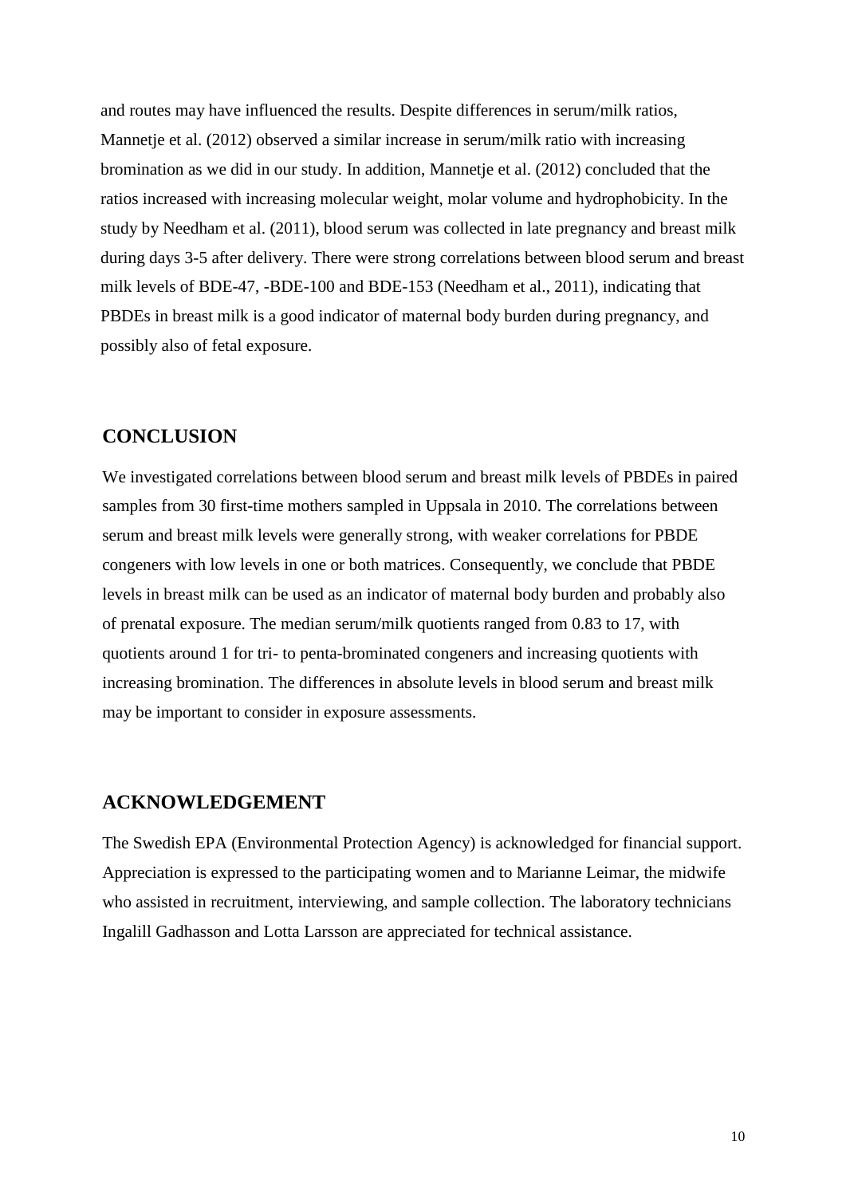and routes may have influenced the results. Despite differences in serum/milk ratios, Mannetje et al. (2012) observed a similar increase in serum/milk ratio with increasing bromination as we did in our study. In addition, Mannetje et al. (2012) concluded that the ratios increased with increasing molecular weight, molar volume and hydrophobicity. In the study by Needham et al. (2011), blood serum was collected in late pregnancy and breast milk during days 3-5 after delivery. There were strong correlations between blood serum and breast milk levels of BDE-47, -BDE-100 and BDE-153 (Needham et al., 2011), indicating that PBDEs in breast milk is a good indicator of maternal body burden during pregnancy, and possibly also of fetal exposure.

## CONCLUSION

We investigated correlations between blood serum and breast milk levels of PBDEs in paired samples from 30 first-time mothers sampled in Uppsala in 2010. The correlations between serum and breast milk levels were generally strong, with weaker correlations for PBDE congeners with low levels in one or both matrices. Consequently, we conclude that PBDE levels in breast milk can be used as an indicator of maternal body burden and probably also of prenatal exposure. The median serum/milk quotients ranged from 0.83 to 17, with quotients around 1 for tri- to penta-brominated congeners and increasing quotients with increasing bromination. The differences in absolute levels in blood serum and breast milk may be important to consider in exposure assessments.

## ACKNOWLEDGEMENT

The Swedish EPA (Environmental Protection Agency) is acknowledged for financial support. Appreciation is expressed to the participating women and to Marianne Leimar, the midwife who assisted in recruitment, interviewing, and sample collection. The laboratory technicians Ingalill Gadhasson and Lotta Larsson are appreciated for technical assistance.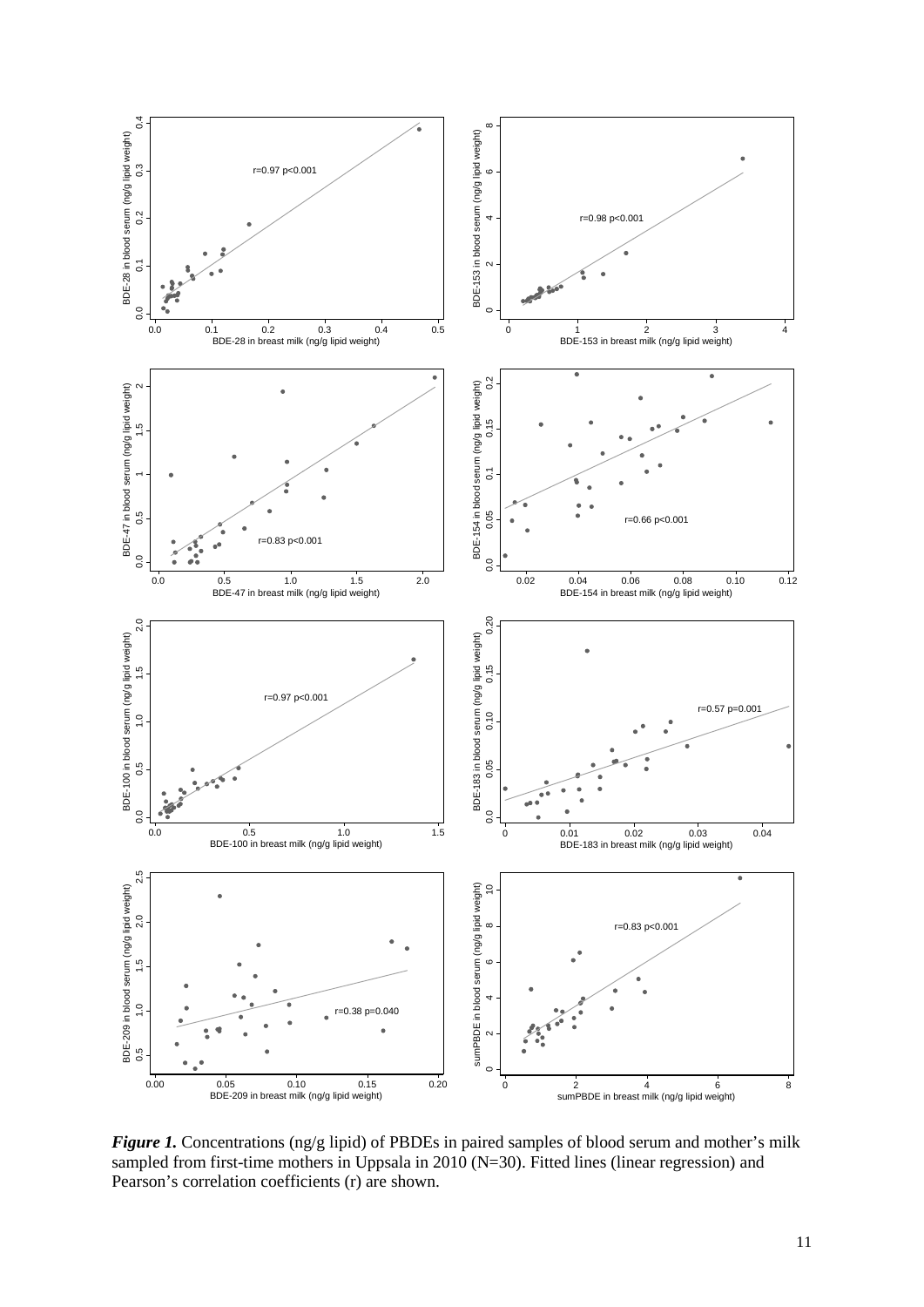*Figure 1.* Concentrations (ng/g lipid) of PBDEs in paired samples of blood serum and mother's milk sampled from first-time mothers in Uppsala in 2010 (N=30). Fitted lines (linear regression) and Pearson's correlation coefficients (r) are shown.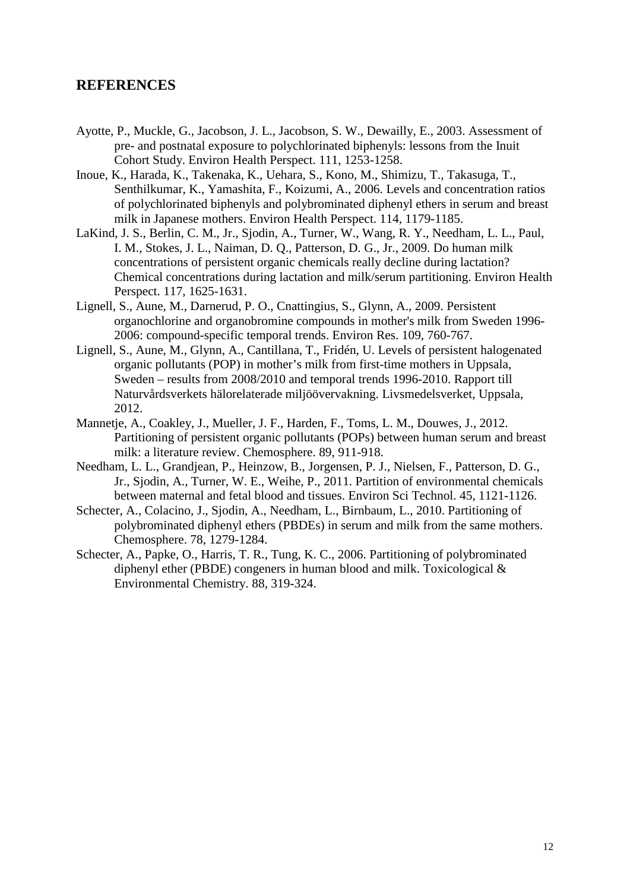## REFERENCES

Ayotte, P., Muckle, G., Jacobson, J. L., Jacobson, S. W., Dewailly, E., 2003. Assessment of pre- and postnatal exposure to polychlorinated biphenyls: lessons from the Inuit Cohort Study. Environ Health Perspect. 111, 1253-1258.

Inoue, K., Harada, K., Takenaka, K., Uehara, S., Kono, M., Shimizu, T., Takasuga, T., Senthilkumar, K., Yamashita, F., Koizumi, A., 2006. Levels and concentration ratios of polychlorinated biphenyls and polybrominated diphenyl ethers in serum and breast milk in Japanese mothers. Environ Health Perspect. 114, 1179-1185.

LaKind, J. S., Berlin, C. M., Jr., Sjodin, A., Turner, W., Wang, R. Y., Needham, L. L., Paul, I. M., Stokes, J. L., Naiman, D. Q., Patterson, D. G., Jr., 2009. Do human milk concentrations of persistent organic chemicals really decline during lactation? Chemical concentrations during lactation and milk/serum partitioning. Environ Health Perspect. 117, 1625-1631.

Lignell, S., Aune, M., Darnerud, P. O., Cnattingius, S., Glynn, A., 2009. Persistent organochlorine and organobromine compounds in mother's milk from Sweden 1996-2006: compound-specific temporal trends. Environ Res. 109, 760-767.

Lignell, S., Aune, M., Glynn, A., Cantillana, T., Fridén, U. Levels of persistent halogenated organic pollutants (POP) in mother's milk from first-time mothers in Uppsala, Sweden – results from 2008/2010 and temporal trends 1996-2010. Rapport till Naturvårdsverkets hälorelaterade miljöövervakning. Livsmedelsverket, Uppsala, 2012.

Mannetje, A., Coakley, J., Mueller, J. F., Harden, F., Toms, L. M., Douwes, J., 2012. Partitioning of persistent organic pollutants (POPs) between human serum and breast milk: a literature review. Chemosphere. 89, 911-918.

Needham, L. L., Grandjean, P., Heinzow, B., Jorgensen, P. J., Nielsen, F., Patterson, D. G., Jr., Sjodin, A., Turner, W. E., Weihe, P., 2011. Partition of environmental chemicals between maternal and fetal blood and tissues. Environ Sci Technol. 45, 1121-1126.

Schecter, A., Colacino, J., Sjodin, A., Needham, L., Birnbaum, L., 2010. Partitioning of polybrominated diphenyl ethers (PBDEs) in serum and milk from the same mothers. Chemosphere. 78, 1279-1284.

Schecter, A., Papke, O., Harris, T. R., Tung, K. C., 2006. Partitioning of polybrominated diphenyl ether (PBDE) congeners in human blood and milk. Toxicological & Environmental Chemistry. 88, 319-324.